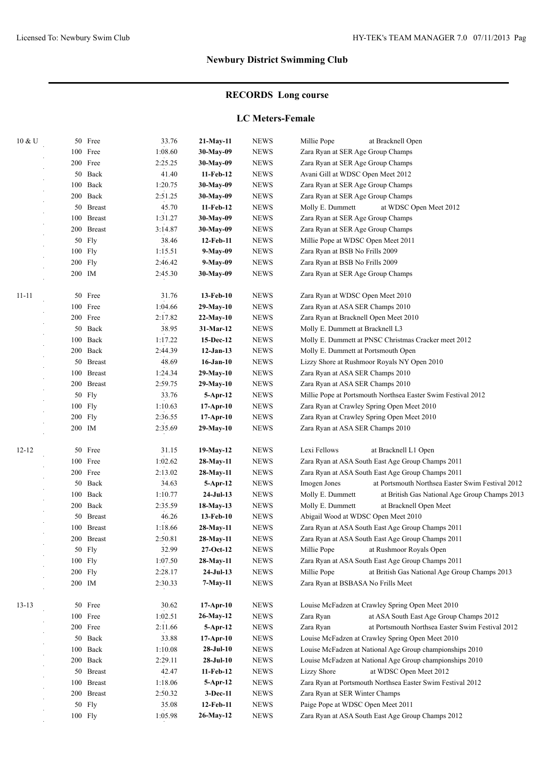## Newbury District Swimming Club

### RECORDS Long course

### LC Meters-Female

| Age | Event | Time | Date | Team | Swimmer / Meet |
|---|---|---|---|---|---|
| 10 & U | 50 Free | 33.76 | **21-May-11** | NEWS | Millie Pope at Bracknell Open |
| | 100 Free | 1:08.60 | **30-May-09** | NEWS | Zara Ryan at SER Age Group Champs |
| | 200 Free | 2:25.25 | **30-May-09** | NEWS | Zara Ryan at SER Age Group Champs |
| | 50 Back | 41.40 | **11-Feb-12** | NEWS | Avani Gill at WDSC Open Meet 2012 |
| | 100 Back | 1:20.75 | **30-May-09** | NEWS | Zara Ryan at SER Age Group Champs |
| | 200 Back | 2:51.25 | **30-May-09** | NEWS | Zara Ryan at SER Age Group Champs |
| | 50 Breast | 45.70 | **11-Feb-12** | NEWS | Molly E. Dummett at WDSC Open Meet 2012 |
| | 100 Breast | 1:31.27 | **30-May-09** | NEWS | Zara Ryan at SER Age Group Champs |
| | 200 Breast | 3:14.87 | **30-May-09** | NEWS | Zara Ryan at SER Age Group Champs |
| | 50 Fly | 38.46 | **12-Feb-11** | NEWS | Millie Pope at WDSC Open Meet 2011 |
| | 100 Fly | 1:15.51 | **9-May-09** | NEWS | Zara Ryan at BSB No Frills 2009 |
| | 200 Fly | 2:46.42 | **9-May-09** | NEWS | Zara Ryan at BSB No Frills 2009 |
| | 200 IM | 2:45.30 | **30-May-09** | NEWS | Zara Ryan at SER Age Group Champs |
| 11-11 | 50 Free | 31.76 | **13-Feb-10** | NEWS | Zara Ryan at WDSC Open Meet 2010 |
| | 100 Free | 1:04.66 | **29-May-10** | NEWS | Zara Ryan at ASA SER Champs 2010 |
| | 200 Free | 2:17.82 | **22-May-10** | NEWS | Zara Ryan at Bracknell Open Meet 2010 |
| | 50 Back | 38.95 | **31-Mar-12** | NEWS | Molly E. Dummett at Bracknell L3 |
| | 100 Back | 1:17.22 | **15-Dec-12** | NEWS | Molly E. Dummett at PNSC Christmas Cracker meet 2012 |
| | 200 Back | 2:44.39 | **12-Jan-13** | NEWS | Molly E. Dummett at Portsmouth Open |
| | 50 Breast | 48.69 | **16-Jan-10** | NEWS | Lizzy Shore at Rushmoor Royals NY Open 2010 |
| | 100 Breast | 1:24.34 | **29-May-10** | NEWS | Zara Ryan at ASA SER Champs 2010 |
| | 200 Breast | 2:59.75 | **29-May-10** | NEWS | Zara Ryan at ASA SER Champs 2010 |
| | 50 Fly | 33.76 | **5-Apr-12** | NEWS | Millie Pope at Portsmouth Northsea Easter Swim Festival 2012 |
| | 100 Fly | 1:10.63 | **17-Apr-10** | NEWS | Zara Ryan at Crawley Spring Open Meet 2010 |
| | 200 Fly | 2:36.55 | **17-Apr-10** | NEWS | Zara Ryan at Crawley Spring Open Meet 2010 |
| | 200 IM | 2:35.69 | **29-May-10** | NEWS | Zara Ryan at ASA SER Champs 2010 |
| 12-12 | 50 Free | 31.15 | **19-May-12** | NEWS | Lexi Fellows at Bracknell L1 Open |
| | 100 Free | 1:02.62 | **28-May-11** | NEWS | Zara Ryan at ASA South East Age Group Champs 2011 |
| | 200 Free | 2:13.02 | **28-May-11** | NEWS | Zara Ryan at ASA South East Age Group Champs 2011 |
| | 50 Back | 34.63 | **5-Apr-12** | NEWS | Imogen Jones at Portsmouth Northsea Easter Swim Festival 2012 |
| | 100 Back | 1:10.77 | **24-Jul-13** | NEWS | Molly E. Dummett at British Gas National Age Group Champs 2013 |
| | 200 Back | 2:35.59 | **18-May-13** | NEWS | Molly E. Dummett at Bracknell Open Meet |
| | 50 Breast | 46.26 | **13-Feb-10** | NEWS | Abigail Wood at WDSC Open Meet 2010 |
| | 100 Breast | 1:18.66 | **28-May-11** | NEWS | Zara Ryan at ASA South East Age Group Champs 2011 |
| | 200 Breast | 2:50.81 | **28-May-11** | NEWS | Zara Ryan at ASA South East Age Group Champs 2011 |
| | 50 Fly | 32.99 | **27-Oct-12** | NEWS | Millie Pope at Rushmoor Royals Open |
| | 100 Fly | 1:07.50 | **28-May-11** | NEWS | Zara Ryan at ASA South East Age Group Champs 2011 |
| | 200 Fly | 2:28.17 | **24-Jul-13** | NEWS | Millie Pope at British Gas National Age Group Champs 2013 |
| | 200 IM | 2:30.33 | **7-May-11** | NEWS | Zara Ryan at BSBASA No Frills Meet |
| 13-13 | 50 Free | 30.62 | **17-Apr-10** | NEWS | Louise McFadzen at Crawley Spring Open Meet 2010 |
| | 100 Free | 1:02.51 | **26-May-12** | NEWS | Zara Ryan at ASA South East Age Group Champs 2012 |
| | 200 Free | 2:11.66 | **5-Apr-12** | NEWS | Zara Ryan at Portsmouth Northsea Easter Swim Festival 2012 |
| | 50 Back | 33.88 | **17-Apr-10** | NEWS | Louise McFadzen at Crawley Spring Open Meet 2010 |
| | 100 Back | 1:10.08 | **28-Jul-10** | NEWS | Louise McFadzen at National Age Group championships 2010 |
| | 200 Back | 2:29.11 | **28-Jul-10** | NEWS | Louise McFadzen at National Age Group championships 2010 |
| | 50 Breast | 42.47 | **11-Feb-12** | NEWS | Lizzy Shore at WDSC Open Meet 2012 |
| | 100 Breast | 1:18.06 | **5-Apr-12** | NEWS | Zara Ryan at Portsmouth Northsea Easter Swim Festival 2012 |
| | 200 Breast | 2:50.32 | **3-Dec-11** | NEWS | Zara Ryan at SER Winter Champs |
| | 50 Fly | 35.08 | **12-Feb-11** | NEWS | Paige Pope at WDSC Open Meet 2011 |
| | 100 Fly | 1:05.98 | **26-May-12** | NEWS | Zara Ryan at ASA South East Age Group Champs 2012 |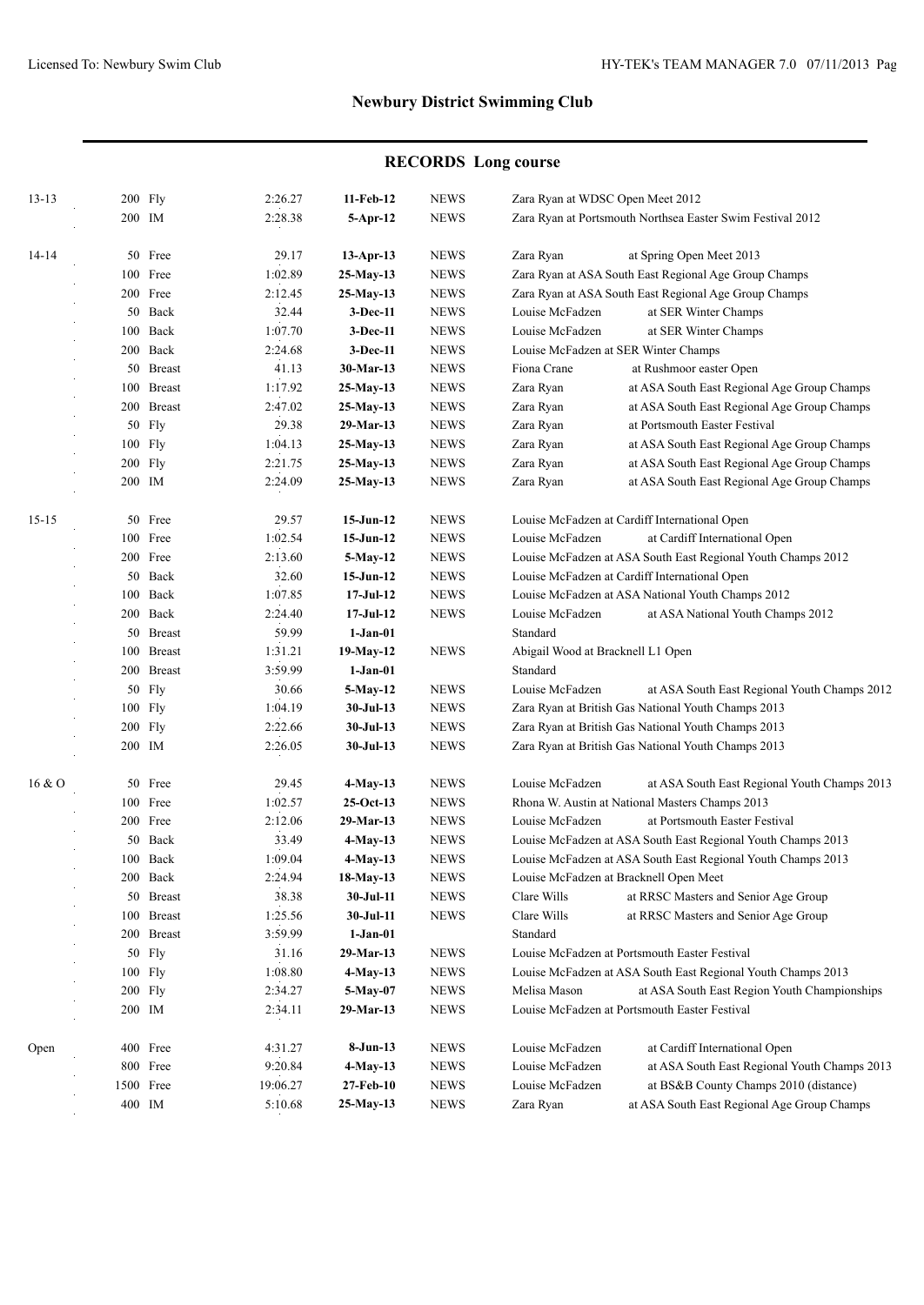## Newbury District Swimming Club

### RECORDS Long course

| Age Group | Event | Time | Date | Team | Swimmer / Meet |
|---|---|---|---|---|---|
| 13-13 | 200 Fly | 2:26.27 | **11-Feb-12** | NEWS | Zara Ryan at WDSC Open Meet 2012 |
| | 200 IM | 2:28.38 | **5-Apr-12** | NEWS | Zara Ryan at Portsmouth Northsea Easter Swim Festival 2012 |
| 14-14 | 50 Free | 29.17 | **13-Apr-13** | NEWS | Zara Ryan at Spring Open Meet 2013 |
| | 100 Free | 1:02.89 | **25-May-13** | NEWS | Zara Ryan at ASA South East Regional Age Group Champs |
| | 200 Free | 2:12.45 | **25-May-13** | NEWS | Zara Ryan at ASA South East Regional Age Group Champs |
| | 50 Back | 32.44 | **3-Dec-11** | NEWS | Louise McFadzen at SER Winter Champs |
| | 100 Back | 1:07.70 | **3-Dec-11** | NEWS | Louise McFadzen at SER Winter Champs |
| | 200 Back | 2:24.68 | **3-Dec-11** | NEWS | Louise McFadzen at SER Winter Champs |
| | 50 Breast | 41.13 | **30-Mar-13** | NEWS | Fiona Crane at Rushmoor easter Open |
| | 100 Breast | 1:17.92 | **25-May-13** | NEWS | Zara Ryan at ASA South East Regional Age Group Champs |
| | 200 Breast | 2:47.02 | **25-May-13** | NEWS | Zara Ryan at ASA South East Regional Age Group Champs |
| | 50 Fly | 29.38 | **29-Mar-13** | NEWS | Zara Ryan at Portsmouth Easter Festival |
| | 100 Fly | 1:04.13 | **25-May-13** | NEWS | Zara Ryan at ASA South East Regional Age Group Champs |
| | 200 Fly | 2:21.75 | **25-May-13** | NEWS | Zara Ryan at ASA South East Regional Age Group Champs |
| | 200 IM | 2:24.09 | **25-May-13** | NEWS | Zara Ryan at ASA South East Regional Age Group Champs |
| 15-15 | 50 Free | 29.57 | **15-Jun-12** | NEWS | Louise McFadzen at Cardiff International Open |
| | 100 Free | 1:02.54 | **15-Jun-12** | NEWS | Louise McFadzen at Cardiff International Open |
| | 200 Free | 2:13.60 | **5-May-12** | NEWS | Louise McFadzen at ASA South East Regional Youth Champs 2012 |
| | 50 Back | 32.60 | **15-Jun-12** | NEWS | Louise McFadzen at Cardiff International Open |
| | 100 Back | 1:07.85 | **17-Jul-12** | NEWS | Louise McFadzen at ASA National Youth Champs 2012 |
| | 200 Back | 2:24.40 | **17-Jul-12** | NEWS | Louise McFadzen at ASA National Youth Champs 2012 |
| | 50 Breast | 59.99 | **1-Jan-01** | | Standard |
| | 100 Breast | 1:31.21 | **19-May-12** | NEWS | Abigail Wood at Bracknell L1 Open |
| | 200 Breast | 3:59.99 | **1-Jan-01** | | Standard |
| | 50 Fly | 30.66 | **5-May-12** | NEWS | Louise McFadzen at ASA South East Regional Youth Champs 2012 |
| | 100 Fly | 1:04.19 | **30-Jul-13** | NEWS | Zara Ryan at British Gas National Youth Champs 2013 |
| | 200 Fly | 2:22.66 | **30-Jul-13** | NEWS | Zara Ryan at British Gas National Youth Champs 2013 |
| | 200 IM | 2:26.05 | **30-Jul-13** | NEWS | Zara Ryan at British Gas National Youth Champs 2013 |
| 16 & O | 50 Free | 29.45 | **4-May-13** | NEWS | Louise McFadzen at ASA South East Regional Youth Champs 2013 |
| | 100 Free | 1:02.57 | **25-Oct-13** | NEWS | Rhona W. Austin at National Masters Champs 2013 |
| | 200 Free | 2:12.06 | **29-Mar-13** | NEWS | Louise McFadzen at Portsmouth Easter Festival |
| | 50 Back | 33.49 | **4-May-13** | NEWS | Louise McFadzen at ASA South East Regional Youth Champs 2013 |
| | 100 Back | 1:09.04 | **4-May-13** | NEWS | Louise McFadzen at ASA South East Regional Youth Champs 2013 |
| | 200 Back | 2:24.94 | **18-May-13** | NEWS | Louise McFadzen at Bracknell Open Meet |
| | 50 Breast | 38.38 | **30-Jul-11** | NEWS | Clare Wills at RRSC Masters and Senior Age Group |
| | 100 Breast | 1:25.56 | **30-Jul-11** | NEWS | Clare Wills at RRSC Masters and Senior Age Group |
| | 200 Breast | 3:59.99 | **1-Jan-01** | | Standard |
| | 50 Fly | 31.16 | **29-Mar-13** | NEWS | Louise McFadzen at Portsmouth Easter Festival |
| | 100 Fly | 1:08.80 | **4-May-13** | NEWS | Louise McFadzen at ASA South East Regional Youth Champs 2013 |
| | 200 Fly | 2:34.27 | **5-May-07** | NEWS | Melisa Mason at ASA South East Region Youth Championships |
| | 200 IM | 2:34.11 | **29-Mar-13** | NEWS | Louise McFadzen at Portsmouth Easter Festival |
| Open | 400 Free | 4:31.27 | **8-Jun-13** | NEWS | Louise McFadzen at Cardiff International Open |
| | 800 Free | 9:20.84 | **4-May-13** | NEWS | Louise McFadzen at ASA South East Regional Youth Champs 2013 |
| | 1500 Free | 19:06.27 | **27-Feb-10** | NEWS | Louise McFadzen at BS&B County Champs 2010 (distance) |
| | 400 IM | 5:10.68 | **25-May-13** | NEWS | Zara Ryan at ASA South East Regional Age Group Champs |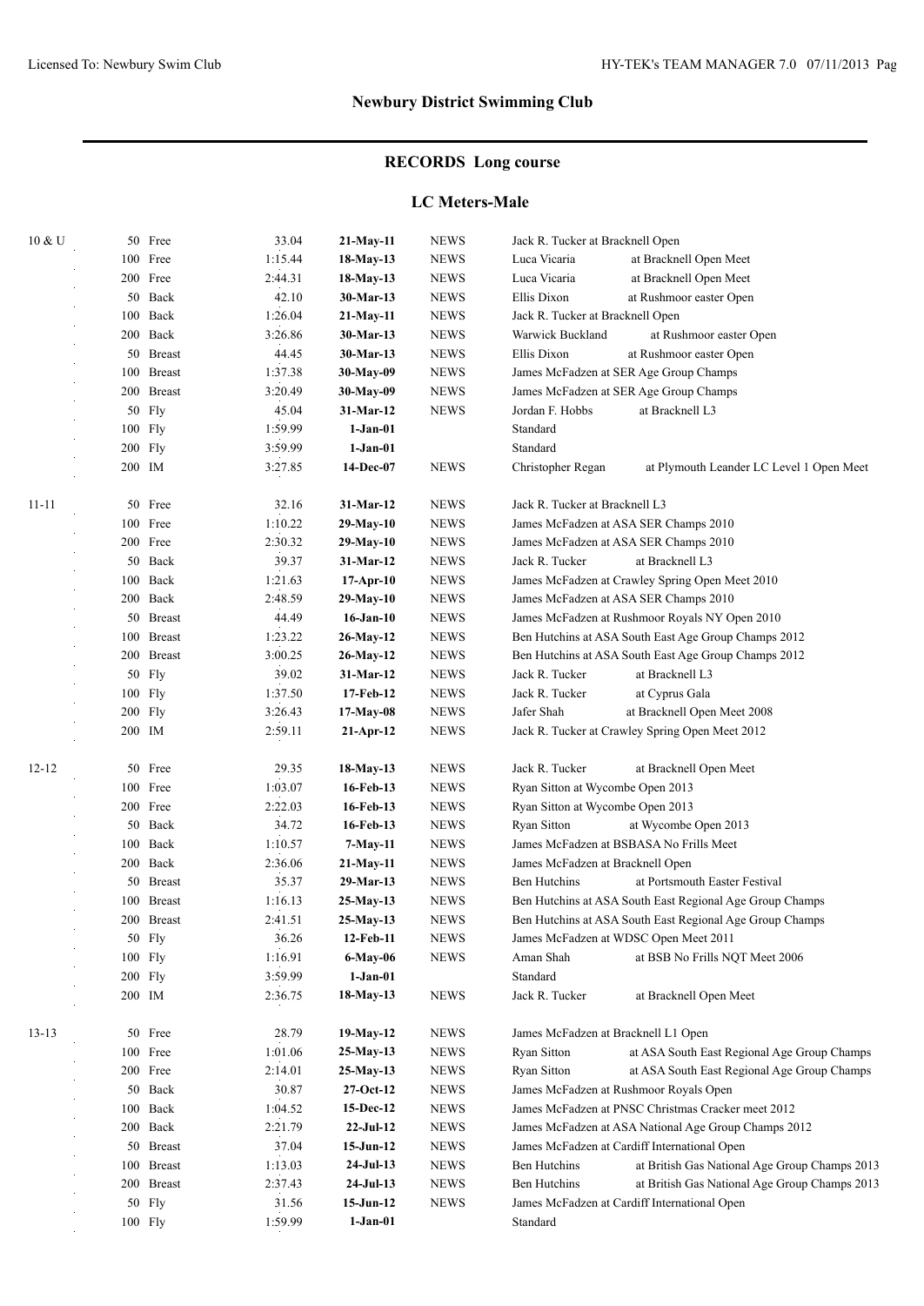## Newbury District Swimming Club

## RECORDS Long course

### LC Meters-Male

| Age | Event | Time | Date | Type | Swimmer / Meet |
|---|---|---|---|---|---|
| 10 & U | 50 Free | 33.04 | **21-May-11** | NEWS | Jack R. Tucker at Bracknell Open |
| | 100 Free | 1:15.44 | **18-May-13** | NEWS | Luca Vicaria at Bracknell Open Meet |
| | 200 Free | 2:44.31 | **18-May-13** | NEWS | Luca Vicaria at Bracknell Open Meet |
| | 50 Back | 42.10 | **30-Mar-13** | NEWS | Ellis Dixon at Rushmoor easter Open |
| | 100 Back | 1:26.04 | **21-May-11** | NEWS | Jack R. Tucker at Bracknell Open |
| | 200 Back | 3:26.86 | **30-Mar-13** | NEWS | Warwick Buckland at Rushmoor easter Open |
| | 50 Breast | 44.45 | **30-Mar-13** | NEWS | Ellis Dixon at Rushmoor easter Open |
| | 100 Breast | 1:37.38 | **30-May-09** | NEWS | James McFadzen at SER Age Group Champs |
| | 200 Breast | 3:20.49 | **30-May-09** | NEWS | James McFadzen at SER Age Group Champs |
| | 50 Fly | 45.04 | **31-Mar-12** | NEWS | Jordan F. Hobbs at Bracknell L3 |
| | 100 Fly | 1:59.99 | **1-Jan-01** | | Standard |
| | 200 Fly | 3:59.99 | **1-Jan-01** | | Standard |
| | 200 IM | 3:27.85 | **14-Dec-07** | NEWS | Christopher Regan at Plymouth Leander LC Level 1 Open Meet |
| 11-11 | 50 Free | 32.16 | **31-Mar-12** | NEWS | Jack R. Tucker at Bracknell L3 |
| | 100 Free | 1:10.22 | **29-May-10** | NEWS | James McFadzen at ASA SER Champs 2010 |
| | 200 Free | 2:30.32 | **29-May-10** | NEWS | James McFadzen at ASA SER Champs 2010 |
| | 50 Back | 39.37 | **31-Mar-12** | NEWS | Jack R. Tucker at Bracknell L3 |
| | 100 Back | 1:21.63 | **17-Apr-10** | NEWS | James McFadzen at Crawley Spring Open Meet 2010 |
| | 200 Back | 2:48.59 | **29-May-10** | NEWS | James McFadzen at ASA SER Champs 2010 |
| | 50 Breast | 44.49 | **16-Jan-10** | NEWS | James McFadzen at Rushmoor Royals NY Open 2010 |
| | 100 Breast | 1:23.22 | **26-May-12** | NEWS | Ben Hutchins at ASA South East Age Group Champs 2012 |
| | 200 Breast | 3:00.25 | **26-May-12** | NEWS | Ben Hutchins at ASA South East Age Group Champs 2012 |
| | 50 Fly | 39.02 | **31-Mar-12** | NEWS | Jack R. Tucker at Bracknell L3 |
| | 100 Fly | 1:37.50 | **17-Feb-12** | NEWS | Jack R. Tucker at Cyprus Gala |
| | 200 Fly | 3:26.43 | **17-May-08** | NEWS | Jafer Shah at Bracknell Open Meet 2008 |
| | 200 IM | 2:59.11 | **21-Apr-12** | NEWS | Jack R. Tucker at Crawley Spring Open Meet 2012 |
| 12-12 | 50 Free | 29.35 | **18-May-13** | NEWS | Jack R. Tucker at Bracknell Open Meet |
| | 100 Free | 1:03.07 | **16-Feb-13** | NEWS | Ryan Sitton at Wycombe Open 2013 |
| | 200 Free | 2:22.03 | **16-Feb-13** | NEWS | Ryan Sitton at Wycombe Open 2013 |
| | 50 Back | 34.72 | **16-Feb-13** | NEWS | Ryan Sitton at Wycombe Open 2013 |
| | 100 Back | 1:10.57 | **7-May-11** | NEWS | James McFadzen at BSBASA No Frills Meet |
| | 200 Back | 2:36.06 | **21-May-11** | NEWS | James McFadzen at Bracknell Open |
| | 50 Breast | 35.37 | **29-Mar-13** | NEWS | Ben Hutchins at Portsmouth Easter Festival |
| | 100 Breast | 1:16.13 | **25-May-13** | NEWS | Ben Hutchins at ASA South East Regional Age Group Champs |
| | 200 Breast | 2:41.51 | **25-May-13** | NEWS | Ben Hutchins at ASA South East Regional Age Group Champs |
| | 50 Fly | 36.26 | **12-Feb-11** | NEWS | James McFadzen at WDSC Open Meet 2011 |
| | 100 Fly | 1:16.91 | **6-May-06** | NEWS | Aman Shah at BSB No Frills NQT Meet 2006 |
| | 200 Fly | 3:59.99 | **1-Jan-01** | | Standard |
| | 200 IM | 2:36.75 | **18-May-13** | NEWS | Jack R. Tucker at Bracknell Open Meet |
| 13-13 | 50 Free | 28.79 | **19-May-12** | NEWS | James McFadzen at Bracknell L1 Open |
| | 100 Free | 1:01.06 | **25-May-13** | NEWS | Ryan Sitton at ASA South East Regional Age Group Champs |
| | 200 Free | 2:14.01 | **25-May-13** | NEWS | Ryan Sitton at ASA South East Regional Age Group Champs |
| | 50 Back | 30.87 | **27-Oct-12** | NEWS | James McFadzen at Rushmoor Royals Open |
| | 100 Back | 1:04.52 | **15-Dec-12** | NEWS | James McFadzen at PNSC Christmas Cracker meet 2012 |
| | 200 Back | 2:21.79 | **22-Jul-12** | NEWS | James McFadzen at ASA National Age Group Champs 2012 |
| | 50 Breast | 37.04 | **15-Jun-12** | NEWS | James McFadzen at Cardiff International Open |
| | 100 Breast | 1:13.03 | **24-Jul-13** | NEWS | Ben Hutchins at British Gas National Age Group Champs 2013 |
| | 200 Breast | 2:37.43 | **24-Jul-13** | NEWS | Ben Hutchins at British Gas National Age Group Champs 2013 |
| | 50 Fly | 31.56 | **15-Jun-12** | NEWS | James McFadzen at Cardiff International Open |
| | 100 Fly | 1:59.99 | **1-Jan-01** | | Standard |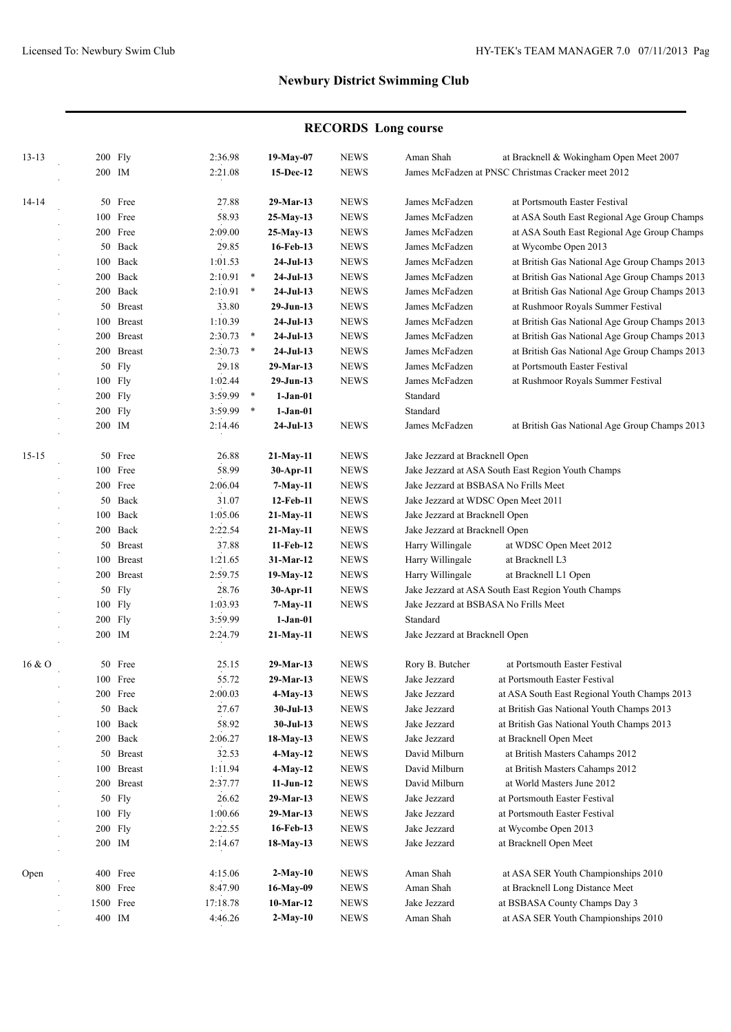# Newbury District Swimming Club

## RECORDS Long course

| | | | | | | | | |
|---|---|---|---|---|---|---|---|---|
| 13-13 | 200 | Fly | 2:36.98 | | 19-May-07 | NEWS | Aman Shah | at Bracknell & Wokingham Open Meet 2007 |
| | 200 | IM | 2:21.08 | | 15-Dec-12 | NEWS | James McFadzen at PNSC Christmas Cracker meet 2012 | |
| 14-14 | 50 | Free | 27.88 | | 29-Mar-13 | NEWS | James McFadzen | at Portsmouth Easter Festival |
| | 100 | Free | 58.93 | | 25-May-13 | NEWS | James McFadzen | at ASA South East Regional Age Group Champs |
| | 200 | Free | 2:09.00 | | 25-May-13 | NEWS | James McFadzen | at ASA South East Regional Age Group Champs |
| | 50 | Back | 29.85 | | 16-Feb-13 | NEWS | James McFadzen | at Wycombe Open 2013 |
| | 100 | Back | 1:01.53 | | 24-Jul-13 | NEWS | James McFadzen | at British Gas National Age Group Champs 2013 |
| | 200 | Back | 2:10.91 | * | 24-Jul-13 | NEWS | James McFadzen | at British Gas National Age Group Champs 2013 |
| | 200 | Back | 2:10.91 | * | 24-Jul-13 | NEWS | James McFadzen | at British Gas National Age Group Champs 2013 |
| | 50 | Breast | 33.80 | | 29-Jun-13 | NEWS | James McFadzen | at Rushmoor Royals Summer Festival |
| | 100 | Breast | 1:10.39 | | 24-Jul-13 | NEWS | James McFadzen | at British Gas National Age Group Champs 2013 |
| | 200 | Breast | 2:30.73 | * | 24-Jul-13 | NEWS | James McFadzen | at British Gas National Age Group Champs 2013 |
| | 200 | Breast | 2:30.73 | * | 24-Jul-13 | NEWS | James McFadzen | at British Gas National Age Group Champs 2013 |
| | 50 | Fly | 29.18 | | 29-Mar-13 | NEWS | James McFadzen | at Portsmouth Easter Festival |
| | 100 | Fly | 1:02.44 | | 29-Jun-13 | NEWS | James McFadzen | at Rushmoor Royals Summer Festival |
| | 200 | Fly | 3:59.99 | * | 1-Jan-01 | | Standard | |
| | 200 | Fly | 3:59.99 | * | 1-Jan-01 | | Standard | |
| | 200 | IM | 2:14.46 | | 24-Jul-13 | NEWS | James McFadzen | at British Gas National Age Group Champs 2013 |
| 15-15 | 50 | Free | 26.88 | | 21-May-11 | NEWS | Jake Jezzard at Bracknell Open | |
| | 100 | Free | 58.99 | | 30-Apr-11 | NEWS | Jake Jezzard at ASA South East Region Youth Champs | |
| | 200 | Free | 2:06.04 | | 7-May-11 | NEWS | Jake Jezzard at BSBASA No Frills Meet | |
| | 50 | Back | 31.07 | | 12-Feb-11 | NEWS | Jake Jezzard at WDSC Open Meet 2011 | |
| | 100 | Back | 1:05.06 | | 21-May-11 | NEWS | Jake Jezzard at Bracknell Open | |
| | 200 | Back | 2:22.54 | | 21-May-11 | NEWS | Jake Jezzard at Bracknell Open | |
| | 50 | Breast | 37.88 | | 11-Feb-12 | NEWS | Harry Willingale | at WDSC Open Meet 2012 |
| | 100 | Breast | 1:21.65 | | 31-Mar-12 | NEWS | Harry Willingale | at Bracknell L3 |
| | 200 | Breast | 2:59.75 | | 19-May-12 | NEWS | Harry Willingale | at Bracknell L1 Open |
| | 50 | Fly | 28.76 | | 30-Apr-11 | NEWS | Jake Jezzard at ASA South East Region Youth Champs | |
| | 100 | Fly | 1:03.93 | | 7-May-11 | NEWS | Jake Jezzard at BSBASA No Frills Meet | |
| | 200 | Fly | 3:59.99 | | 1-Jan-01 | | Standard | |
| | 200 | IM | 2:24.79 | | 21-May-11 | NEWS | Jake Jezzard at Bracknell Open | |
| 16 & O | 50 | Free | 25.15 | | 29-Mar-13 | NEWS | Rory B. Butcher | at Portsmouth Easter Festival |
| | 100 | Free | 55.72 | | 29-Mar-13 | NEWS | Jake Jezzard | at Portsmouth Easter Festival |
| | 200 | Free | 2:00.03 | | 4-May-13 | NEWS | Jake Jezzard | at ASA South East Regional Youth Champs 2013 |
| | 50 | Back | 27.67 | | 30-Jul-13 | NEWS | Jake Jezzard | at British Gas National Youth Champs 2013 |
| | 100 | Back | 58.92 | | 30-Jul-13 | NEWS | Jake Jezzard | at British Gas National Youth Champs 2013 |
| | 200 | Back | 2:06.27 | | 18-May-13 | NEWS | Jake Jezzard | at Bracknell Open Meet |
| | 50 | Breast | 32.53 | | 4-May-12 | NEWS | David Milburn | at British Masters Cahamps 2012 |
| | 100 | Breast | 1:11.94 | | 4-May-12 | NEWS | David Milburn | at British Masters Cahamps 2012 |
| | 200 | Breast | 2:37.77 | | 11-Jun-12 | NEWS | David Milburn | at World Masters June 2012 |
| | 50 | Fly | 26.62 | | 29-Mar-13 | NEWS | Jake Jezzard | at Portsmouth Easter Festival |
| | 100 | Fly | 1:00.66 | | 29-Mar-13 | NEWS | Jake Jezzard | at Portsmouth Easter Festival |
| | 200 | Fly | 2:22.55 | | 16-Feb-13 | NEWS | Jake Jezzard | at Wycombe Open 2013 |
| | 200 | IM | 2:14.67 | | 18-May-13 | NEWS | Jake Jezzard | at Bracknell Open Meet |
| Open | 400 | Free | 4:15.06 | | 2-May-10 | NEWS | Aman Shah | at ASA SER Youth Championships 2010 |
| | 800 | Free | 8:47.90 | | 16-May-09 | NEWS | Aman Shah | at Bracknell Long Distance Meet |
| | 1500 | Free | 17:18.78 | | 10-Mar-12 | NEWS | Jake Jezzard | at BSBASA County Champs Day 3 |
| | 400 | IM | 4:46.26 | | 2-May-10 | NEWS | Aman Shah | at ASA SER Youth Championships 2010 |